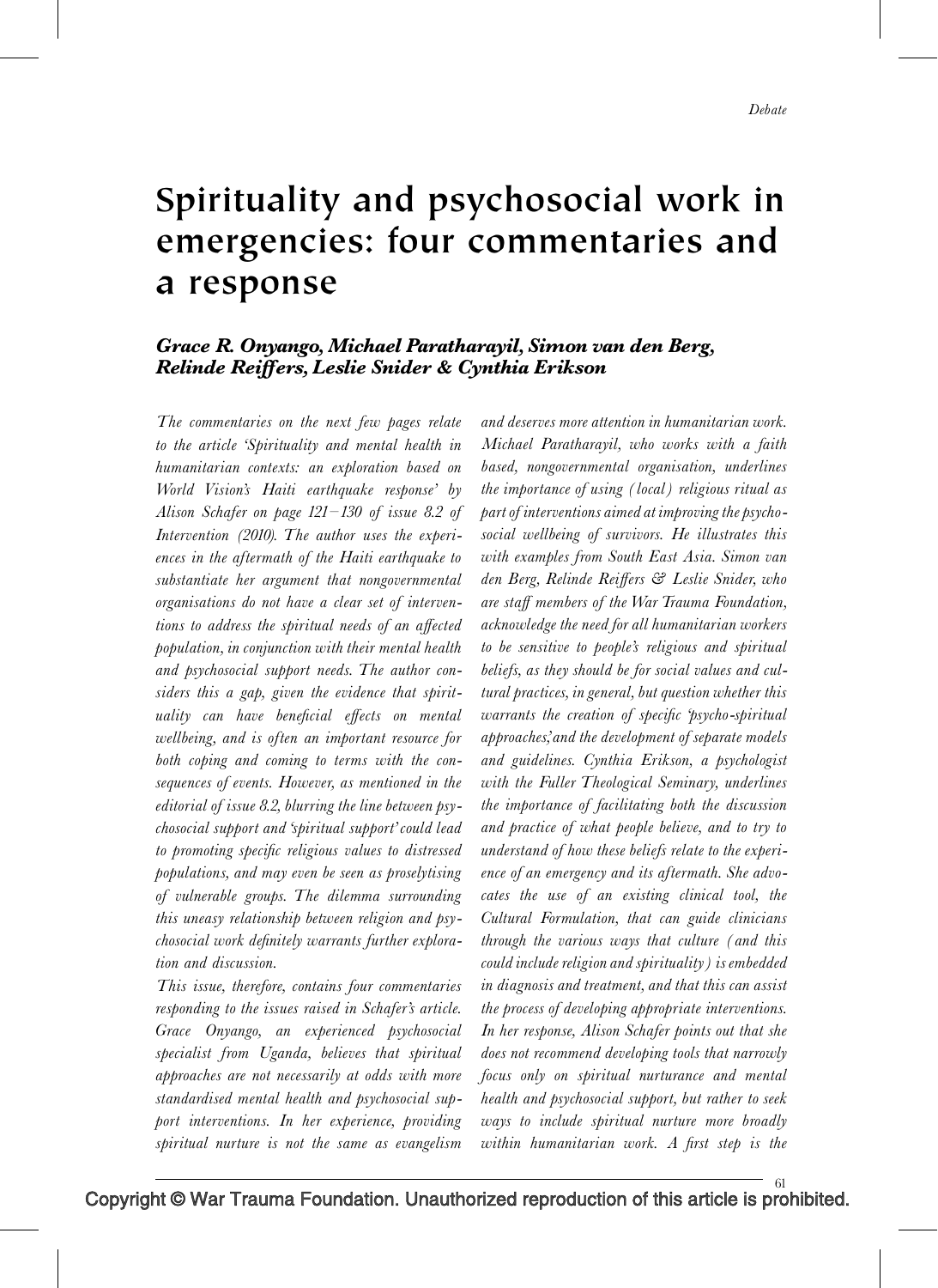# Spirituality and psychosocial work in emergencies: four commentaries and a response

***Grace R. Onyango, Michael Paratharayil, Simon van den Berg, Relinde Reiffers, Leslie Snider & Cynthia Erikson***

*The commentaries on the next few pages relate to the article 'Spirituality and mental health in humanitarian contexts: an exploration based on World Vision's Haiti earthquake response' by Alison Schafer on page 121–130 of issue 8.2 of Intervention (2010). The author uses the experiences in the aftermath of the Haiti earthquake to substantiate her argument that nongovernmental organisations do not have a clear set of interventions to address the spiritual needs of an affected population, in conjunction with their mental health and psychosocial support needs. The author considers this a gap, given the evidence that spirituality can have beneficial effects on mental wellbeing, and is often an important resource for both coping and coming to terms with the consequences of events. However, as mentioned in the editorial of issue 8.2, blurring the line between psychosocial support and 'spiritual support' could lead to promoting specific religious values to distressed populations, and may even be seen as proselytising of vulnerable groups. The dilemma surrounding this uneasy relationship between religion and psychosocial work definitely warrants further exploration and discussion.*

*This issue, therefore, contains four commentaries responding to the issues raised in Schafer's article. Grace Onyango, an experienced psychosocial specialist from Uganda, believes that spiritual approaches are not necessarily at odds with more standardised mental health and psychosocial support interventions. In her experience, providing spiritual nurture is not the same as evangelism and deserves more attention in humanitarian work. Michael Paratharayil, who works with a faith based, nongovernmental organisation, underlines the importance of using (local) religious ritual as part of interventions aimed at improving the psychosocial wellbeing of survivors. He illustrates this with examples from South East Asia. Simon van den Berg, Relinde Reiffers & Leslie Snider, who are staff members of the War Trauma Foundation, acknowledge the need for all humanitarian workers to be sensitive to people's religious and spiritual beliefs, as they should be for social values and cultural practices, in general, but question whether this warrants the creation of specific 'psycho-spiritual approaches,' and the development of separate models and guidelines. Cynthia Erikson, a psychologist with the Fuller Theological Seminary, underlines the importance of facilitating both the discussion and practice of what people believe, and to try to understand of how these beliefs relate to the experience of an emergency and its aftermath. She advocates the use of an existing clinical tool, the Cultural Formulation, that can guide clinicians through the various ways that culture (and this could include religion and spirituality) is embedded in diagnosis and treatment, and that this can assist the process of developing appropriate interventions. In her response, Alison Schafer points out that she does not recommend developing tools that narrowly focus only on spiritual nurturance and mental health and psychosocial support, but rather to seek ways to include spiritual nurture more broadly within humanitarian work. A first step is the*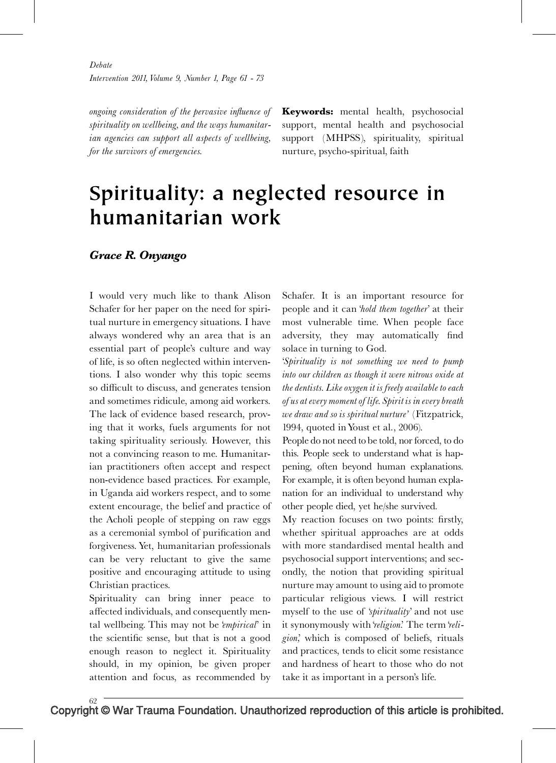*ongoing consideration of the pervasive influence of spirituality on wellbeing, and the ways humanitarian agencies can support all aspects of wellbeing, for the survivors of emergencies.*

**Keywords:** mental health, psychosocial support, mental health and psychosocial support (MHPSS), spirituality, spiritual nurture, psycho-spiritual, faith

# Spirituality: a neglected resource in humanitarian work

***Grace R. Onyango***

I would very much like to thank Alison Schafer for her paper on the need for spiritual nurture in emergency situations. I have always wondered why an area that is an essential part of people's culture and way of life, is so often neglected within interventions. I also wonder why this topic seems so difficult to discuss, and generates tension and sometimes ridicule, among aid workers. The lack of evidence based research, proving that it works, fuels arguments for not taking spirituality seriously. However, this not a convincing reason to me. Humanitarian practitioners often accept and respect non-evidence based practices. For example, in Uganda aid workers respect, and to some extent encourage, the belief and practice of the Acholi people of stepping on raw eggs as a ceremonial symbol of purification and forgiveness. Yet, humanitarian professionals can be very reluctant to give the same positive and encouraging attitude to using Christian practices.

Spirituality can bring inner peace to affected individuals, and consequently mental wellbeing. This may not be '*empirical*' in the scientific sense, but that is not a good enough reason to neglect it. Spirituality should, in my opinion, be given proper attention and focus, as recommended by Schafer. It is an important resource for people and it can '*hold them together*' at their most vulnerable time. When people face adversity, they may automatically find solace in turning to God.

'*Spirituality is not something we need to pump into our children as though it were nitrous oxide at the dentists. Like oxygen it is freely available to each of us at every moment of life. Spirit is in every breath we draw and so is spiritual nurture*' (Fitzpatrick, 1994, quoted in Youst et al., 2006).

People do not need to be told, nor forced, to do this. People seek to understand what is happening, often beyond human explanations. For example, it is often beyond human explanation for an individual to understand why other people died, yet he/she survived.

My reaction focuses on two points: firstly, whether spiritual approaches are at odds with more standardised mental health and psychosocial support interventions; and secondly, the notion that providing spiritual nurture may amount to using aid to promote particular religious views. I will restrict myself to the use of '*spirituality*' and not use it synonymously with '*religion*.' The term '*religion*,' which is composed of beliefs, rituals and practices, tends to elicit some resistance and hardness of heart to those who do not take it as important in a person's life.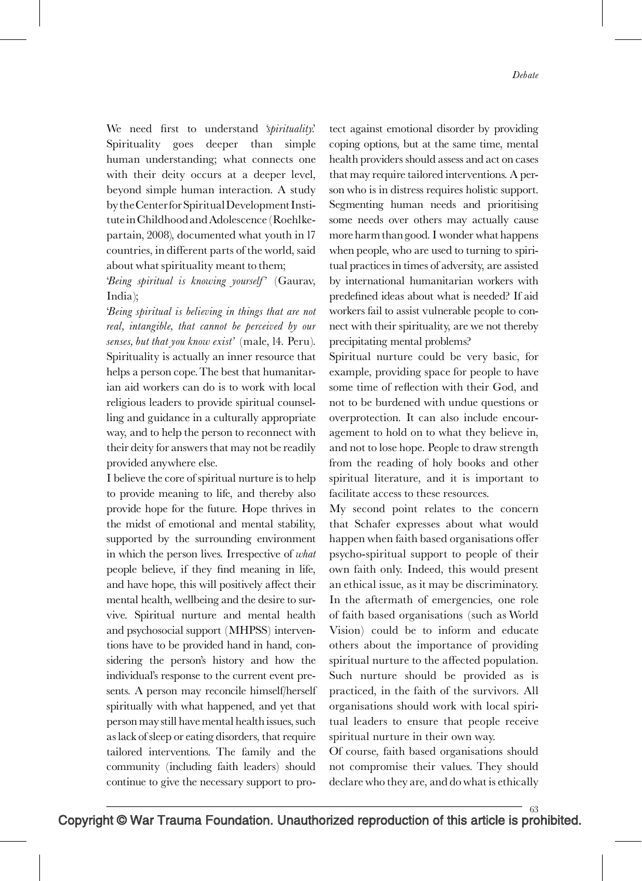We need first to understand '*spirituality*.' Spirituality goes deeper than simple human understanding; what connects one with their deity occurs at a deeper level, beyond simple human interaction. A study by the Center for Spiritual Development Institute in Childhood and Adolescence (Roehlkepartain, 2008), documented what youth in 17 countries, in different parts of the world, said about what spirituality meant to them;

'*Being spiritual is knowing yourself*' (Gaurav, India);

'*Being spiritual is believing in things that are not real, intangible, that cannot be perceived by our senses, but that you know exist*' (male, 14. Peru).

Spirituality is actually an inner resource that helps a person cope. The best that humanitarian aid workers can do is to work with local religious leaders to provide spiritual counselling and guidance in a culturally appropriate way, and to help the person to reconnect with their deity for answers that may not be readily provided anywhere else.

I believe the core of spiritual nurture is to help to provide meaning to life, and thereby also provide hope for the future. Hope thrives in the midst of emotional and mental stability, supported by the surrounding environment in which the person lives. Irrespective of *what* people believe, if they find meaning in life, and have hope, this will positively affect their mental health, wellbeing and the desire to survive. Spiritual nurture and mental health and psychosocial support (MHPSS) interventions have to be provided hand in hand, considering the person's history and how the individual's response to the current event presents. A person may reconcile himself/herself spiritually with what happened, and yet that person may still have mental health issues, such as lack of sleep or eating disorders, that require tailored interventions. The family and the community (including faith leaders) should continue to give the necessary support to protect against emotional disorder by providing coping options, but at the same time, mental health providers should assess and act on cases that may require tailored interventions. A person who is in distress requires holistic support. Segmenting human needs and prioritising some needs over others may actually cause more harm than good. I wonder what happens when people, who are used to turning to spiritual practices in times of adversity, are assisted by international humanitarian workers with predefined ideas about what is needed? If aid workers fail to assist vulnerable people to connect with their spirituality, are we not thereby precipitating mental problems?

Spiritual nurture could be very basic, for example, providing space for people to have some time of reflection with their God, and not to be burdened with undue questions or overprotection. It can also include encouragement to hold on to what they believe in, and not to lose hope. People to draw strength from the reading of holy books and other spiritual literature, and it is important to facilitate access to these resources.

My second point relates to the concern that Schafer expresses about what would happen when faith based organisations offer psycho-spiritual support to people of their own faith only. Indeed, this would present an ethical issue, as it may be discriminatory. In the aftermath of emergencies, one role of faith based organisations (such as World Vision) could be to inform and educate others about the importance of providing spiritual nurture to the affected population. Such nurture should be provided as is practiced, in the faith of the survivors. All organisations should work with local spiritual leaders to ensure that people receive spiritual nurture in their own way.

Of course, faith based organisations should not compromise their values. They should declare who they are, and do what is ethically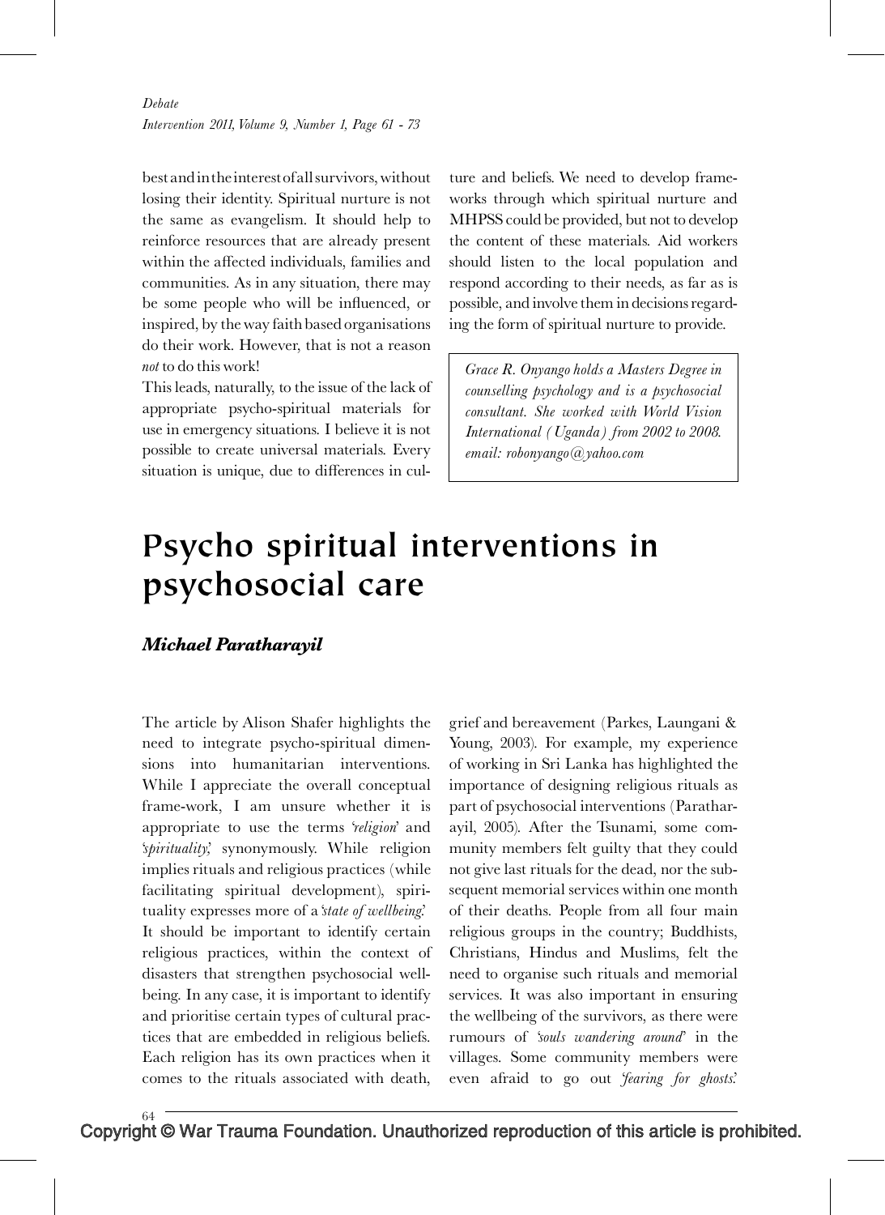best and in the interest of all survivors, without losing their identity. Spiritual nurture is not the same as evangelism. It should help to reinforce resources that are already present within the affected individuals, families and communities. As in any situation, there may be some people who will be influenced, or inspired, by the way faith based organisations do their work. However, that is not a reason *not* to do this work!

This leads, naturally, to the issue of the lack of appropriate psycho-spiritual materials for use in emergency situations. I believe it is not possible to create universal materials. Every situation is unique, due to differences in culture and beliefs. We need to develop frameworks through which spiritual nurture and MHPSS could be provided, but not to develop the content of these materials. Aid workers should listen to the local population and respond according to their needs, as far as is possible, and involve them in decisions regarding the form of spiritual nurture to provide.

*Grace R. Onyango holds a Masters Degree in counselling psychology and is a psychosocial consultant. She worked with World Vision International (Uganda) from 2002 to 2008. email: robonyango@yahoo.com*

# Psycho spiritual interventions in psychosocial care

***Michael Paratharayil***

The article by Alison Shafer highlights the need to integrate psycho-spiritual dimensions into humanitarian interventions. While I appreciate the overall conceptual frame-work, I am unsure whether it is appropriate to use the terms '*religion*' and '*spirituality*,' synonymously. While religion implies rituals and religious practices (while facilitating spiritual development), spirituality expresses more of a '*state of wellbeing*.' It should be important to identify certain religious practices, within the context of disasters that strengthen psychosocial wellbeing. In any case, it is important to identify and prioritise certain types of cultural practices that are embedded in religious beliefs. Each religion has its own practices when it comes to the rituals associated with death, grief and bereavement (Parkes, Laungani & Young, 2003). For example, my experience of working in Sri Lanka has highlighted the importance of designing religious rituals as part of psychosocial interventions (Paratharayil, 2005). After the Tsunami, some community members felt guilty that they could not give last rituals for the dead, nor the subsequent memorial services within one month of their deaths. People from all four main religious groups in the country; Buddhists, Christians, Hindus and Muslims, felt the need to organise such rituals and memorial services. It was also important in ensuring the wellbeing of the survivors, as there were rumours of '*souls wandering around*' in the villages. Some community members were even afraid to go out '*fearing for ghosts*.'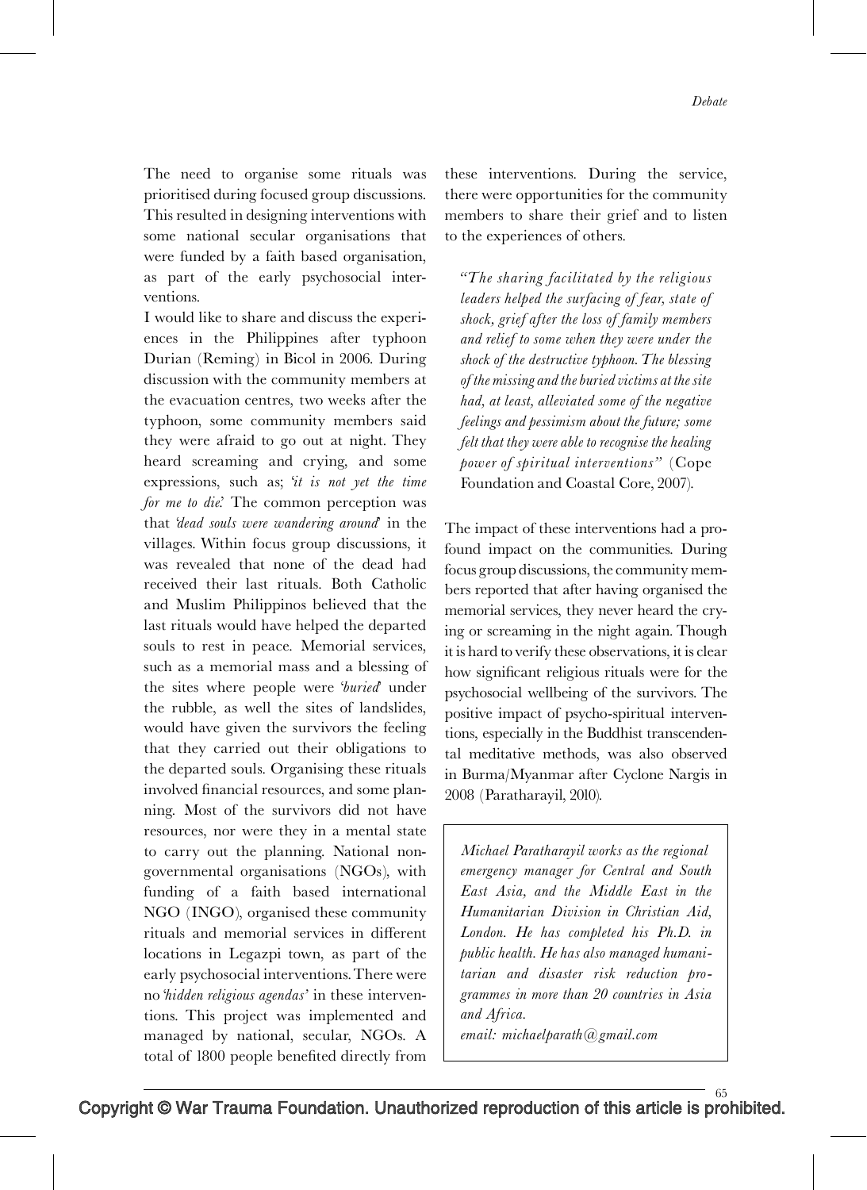The need to organise some rituals was prioritised during focused group discussions. This resulted in designing interventions with some national secular organisations that were funded by a faith based organisation, as part of the early psychosocial interventions.

I would like to share and discuss the experiences in the Philippines after typhoon Durian (Reming) in Bicol in 2006. During discussion with the community members at the evacuation centres, two weeks after the typhoon, some community members said they were afraid to go out at night. They heard screaming and crying, and some expressions, such as; '*it is not yet the time for me to die*.' The common perception was that '*dead souls were wandering around*' in the villages. Within focus group discussions, it was revealed that none of the dead had received their last rituals. Both Catholic and Muslim Philippinos believed that the last rituals would have helped the departed souls to rest in peace. Memorial services, such as a memorial mass and a blessing of the sites where people were '*buried*' under the rubble, as well the sites of landslides, would have given the survivors the feeling that they carried out their obligations to the departed souls. Organising these rituals involved financial resources, and some planning. Most of the survivors did not have resources, nor were they in a mental state to carry out the planning. National non-governmental organisations (NGOs), with funding of a faith based international NGO (INGO), organised these community rituals and memorial services in different locations in Legazpi town, as part of the early psychosocial interventions. There were no '*hidden religious agendas*' in these interventions. This project was implemented and managed by national, secular, NGOs. A total of 1800 people benefited directly from these interventions. During the service, there were opportunities for the community members to share their grief and to listen to the experiences of others.

> "*The sharing facilitated by the religious leaders helped the surfacing of fear, state of shock, grief after the loss of family members and relief to some when they were under the shock of the destructive typhoon. The blessing of the missing and the buried victims at the site had, at least, alleviated some of the negative feelings and pessimism about the future; some felt that they were able to recognise the healing power of spiritual interventions*" (Cope Foundation and Coastal Core, 2007).

The impact of these interventions had a profound impact on the communities. During focus group discussions, the community members reported that after having organised the memorial services, they never heard the crying or screaming in the night again. Though it is hard to verify these observations, it is clear how significant religious rituals were for the psychosocial wellbeing of the survivors. The positive impact of psycho-spiritual interventions, especially in the Buddhist transcendental meditative methods, was also observed in Burma/Myanmar after Cyclone Nargis in 2008 (Paratharayil, 2010).

*Michael Paratharayil works as the regional emergency manager for Central and South East Asia, and the Middle East in the Humanitarian Division in Christian Aid, London. He has completed his Ph.D. in public health. He has also managed humanitarian and disaster risk reduction programmes in more than 20 countries in Asia and Africa.*
*email: michaelparath@gmail.com*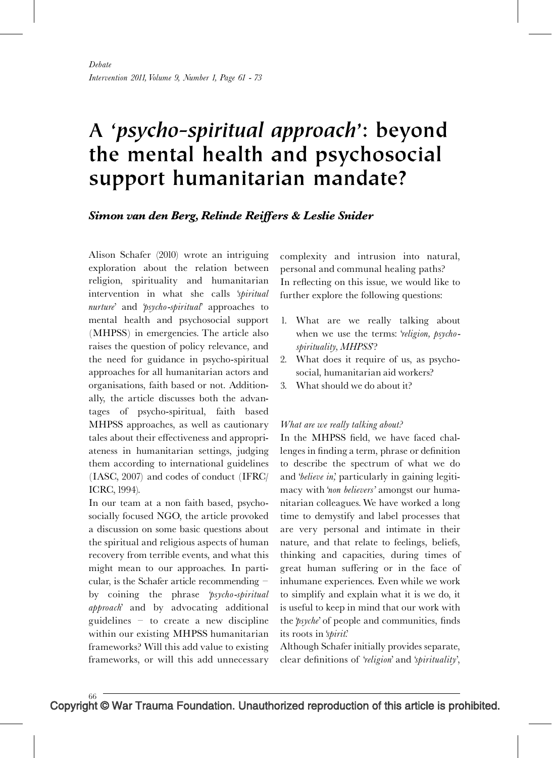# A *'psycho-spiritual approach'*: beyond the mental health and psychosocial support humanitarian mandate?

***Simon van den Berg, Relinde Reiffers & Leslie Snider***

Alison Schafer (2010) wrote an intriguing exploration about the relation between religion, spirituality and humanitarian intervention in what she calls *'spiritual nurture'* and *'psycho-spiritual'* approaches to mental health and psychosocial support (MHPSS) in emergencies. The article also raises the question of policy relevance, and the need for guidance in psycho-spiritual approaches for all humanitarian actors and organisations, faith based or not. Additionally, the article discusses both the advantages of psycho-spiritual, faith based MHPSS approaches, as well as cautionary tales about their effectiveness and appropriateness in humanitarian settings, judging them according to international guidelines (IASC, 2007) and codes of conduct (IFRC/ICRC, 1994).

In our team at a non faith based, psychosocially focused NGO, the article provoked a discussion on some basic questions about the spiritual and religious aspects of human recovery from terrible events, and what this might mean to our approaches. In particular, is the Schafer article recommending – by coining the phrase *'psycho-spiritual approach'* and by advocating additional guidelines – to create a new discipline within our existing MHPSS humanitarian frameworks? Will this add value to existing frameworks, or will this add unnecessary complexity and intrusion into natural, personal and communal healing paths?

In reflecting on this issue, we would like to further explore the following questions:

1. What are we really talking about when we use the terms: *'religion, psycho-spirituality, MHPSS'*?
2. What does it require of us, as psychosocial, humanitarian aid workers?
3. What should we do about it?

*What are we really talking about?*

In the MHPSS field, we have faced challenges in finding a term, phrase or definition to describe the spectrum of what we do and *'believe in',* particularly in gaining legitimacy with *'non believers'* amongst our humanitarian colleagues. We have worked a long time to demystify and label processes that are very personal and intimate in their nature, and that relate to feelings, beliefs, thinking and capacities, during times of great human suffering or in the face of inhumane experiences. Even while we work to simplify and explain what it is we do, it is useful to keep in mind that our work with the *'psyche'* of people and communities, finds its roots in *'spirit'.*

Although Schafer initially provides separate, clear definitions of *'religion'* and *'spirituality'*,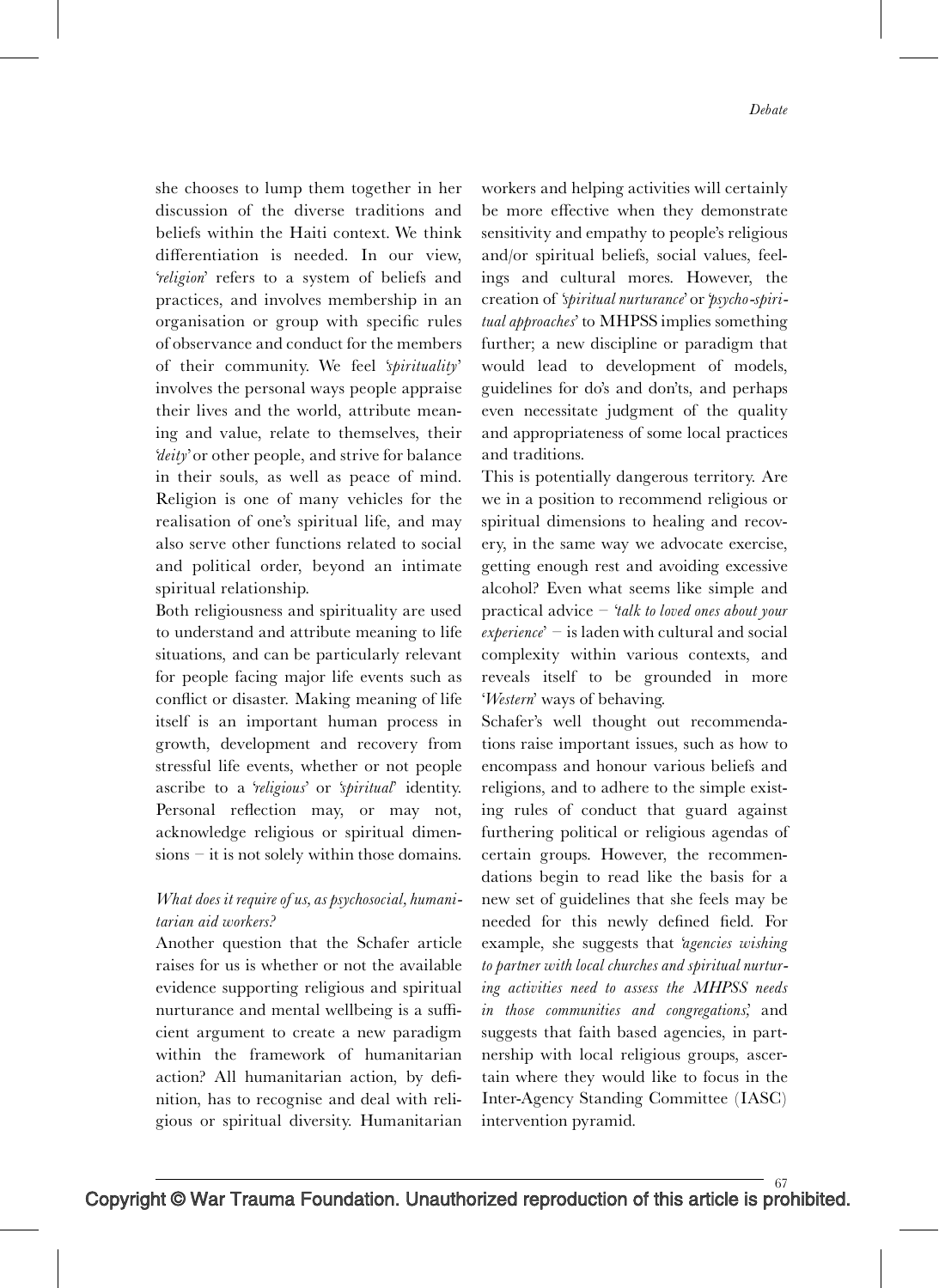she chooses to lump them together in her discussion of the diverse traditions and beliefs within the Haiti context. We think differentiation is needed. In our view, '*religion*' refers to a system of beliefs and practices, and involves membership in an organisation or group with specific rules of observance and conduct for the members of their community. We feel '*spirituality*' involves the personal ways people appraise their lives and the world, attribute meaning and value, relate to themselves, their '*deity*' or other people, and strive for balance in their souls, as well as peace of mind. Religion is one of many vehicles for the realisation of one's spiritual life, and may also serve other functions related to social and political order, beyond an intimate spiritual relationship.

Both religiousness and spirituality are used to understand and attribute meaning to life situations, and can be particularly relevant for people facing major life events such as conflict or disaster. Making meaning of life itself is an important human process in growth, development and recovery from stressful life events, whether or not people ascribe to a '*religious*' or '*spiritual*' identity. Personal reflection may, or may not, acknowledge religious or spiritual dimensions – it is not solely within those domains.

### *What does it require of us, as psychosocial, humanitarian aid workers?*

Another question that the Schafer article raises for us is whether or not the available evidence supporting religious and spiritual nurturance and mental wellbeing is a sufficient argument to create a new paradigm within the framework of humanitarian action? All humanitarian action, by definition, has to recognise and deal with religious or spiritual diversity. Humanitarian workers and helping activities will certainly be more effective when they demonstrate sensitivity and empathy to people's religious and/or spiritual beliefs, social values, feelings and cultural mores. However, the creation of '*spiritual nurturance*' or '*psycho-spiritual approaches*' to MHPSS implies something further; a new discipline or paradigm that would lead to development of models, guidelines for do's and don'ts, and perhaps even necessitate judgment of the quality and appropriateness of some local practices and traditions.

This is potentially dangerous territory. Are we in a position to recommend religious or spiritual dimensions to healing and recovery, in the same way we advocate exercise, getting enough rest and avoiding excessive alcohol? Even what seems like simple and practical advice – '*talk to loved ones about your experience*' – is laden with cultural and social complexity within various contexts, and reveals itself to be grounded in more '*Western*' ways of behaving.

Schafer's well thought out recommendations raise important issues, such as how to encompass and honour various beliefs and religions, and to adhere to the simple existing rules of conduct that guard against furthering political or religious agendas of certain groups. However, the recommendations begin to read like the basis for a new set of guidelines that she feels may be needed for this newly defined field. For example, she suggests that '*agencies wishing to partner with local churches and spiritual nurturing activities need to assess the MHPSS needs in those communities and congregations*,' and suggests that faith based agencies, in partnership with local religious groups, ascertain where they would like to focus in the Inter-Agency Standing Committee (IASC) intervention pyramid.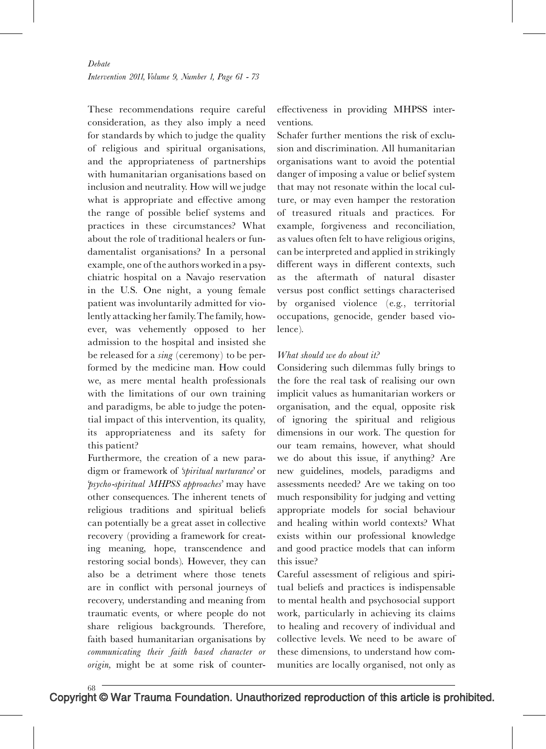These recommendations require careful consideration, as they also imply a need for standards by which to judge the quality of religious and spiritual organisations, and the appropriateness of partnerships with humanitarian organisations based on inclusion and neutrality. How will we judge what is appropriate and effective among the range of possible belief systems and practices in these circumstances? What about the role of traditional healers or fundamentalist organisations? In a personal example, one of the authors worked in a psychiatric hospital on a Navajo reservation in the U.S. One night, a young female patient was involuntarily admitted for violently attacking her family. The family, however, was vehemently opposed to her admission to the hospital and insisted she be released for a *sing* (ceremony) to be performed by the medicine man. How could we, as mere mental health professionals with the limitations of our own training and paradigms, be able to judge the potential impact of this intervention, its quality, its appropriateness and its safety for this patient?

Furthermore, the creation of a new paradigm or framework of '*spiritual nurturance*' or '*psycho-spiritual MHPSS approaches*' may have other consequences. The inherent tenets of religious traditions and spiritual beliefs can potentially be a great asset in collective recovery (providing a framework for creating meaning, hope, transcendence and restoring social bonds). However, they can also be a detriment where those tenets are in conflict with personal journeys of recovery, understanding and meaning from traumatic events, or where people do not share religious backgrounds. Therefore, faith based humanitarian organisations by *communicating their faith based character or origin*, might be at some risk of counter-effectiveness in providing MHPSS interventions.

Schafer further mentions the risk of exclusion and discrimination. All humanitarian organisations want to avoid the potential danger of imposing a value or belief system that may not resonate within the local culture, or may even hamper the restoration of treasured rituals and practices. For example, forgiveness and reconciliation, as values often felt to have religious origins, can be interpreted and applied in strikingly different ways in different contexts, such as the aftermath of natural disaster versus post conflict settings characterised by organised violence (e.g., territorial occupations, genocide, gender based violence).

*What should we do about it?*

Considering such dilemmas fully brings to the fore the real task of realising our own implicit values as humanitarian workers or organisation, and the equal, opposite risk of ignoring the spiritual and religious dimensions in our work. The question for our team remains, however, what should we do about this issue, if anything? Are new guidelines, models, paradigms and assessments needed? Are we taking on too much responsibility for judging and vetting appropriate models for social behaviour and healing within world contexts? What exists within our professional knowledge and good practice models that can inform this issue?

Careful assessment of religious and spiritual beliefs and practices is indispensable to mental health and psychosocial support work, particularly in achieving its claims to healing and recovery of individual and collective levels. We need to be aware of these dimensions, to understand how communities are locally organised, not only as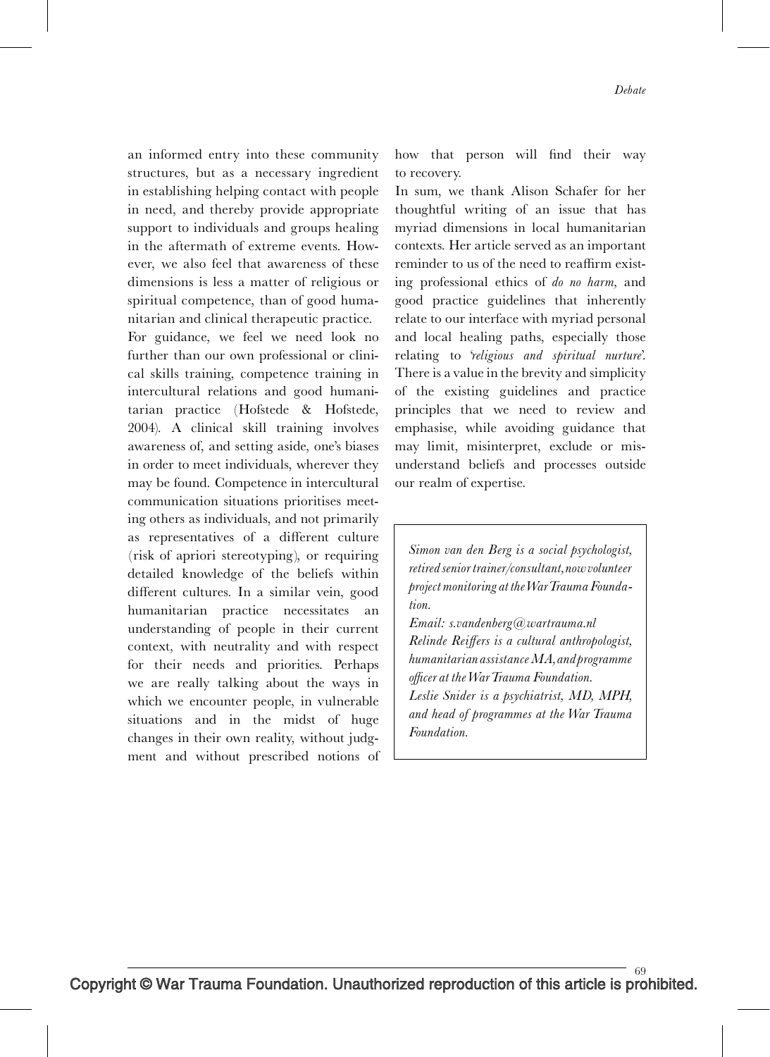an informed entry into these community structures, but as a necessary ingredient in establishing helping contact with people in need, and thereby provide appropriate support to individuals and groups healing in the aftermath of extreme events. However, we also feel that awareness of these dimensions is less a matter of religious or spiritual competence, than of good humanitarian and clinical therapeutic practice.

For guidance, we feel we need look no further than our own professional or clinical skills training, competence training in intercultural relations and good humanitarian practice (Hofstede & Hofstede, 2004). A clinical skill training involves awareness of, and setting aside, one's biases in order to meet individuals, wherever they may be found. Competence in intercultural communication situations prioritises meeting others as individuals, and not primarily as representatives of a different culture (risk of apriori stereotyping), or requiring detailed knowledge of the beliefs within different cultures. In a similar vein, good humanitarian practice necessitates an understanding of people in their current context, with neutrality and with respect for their needs and priorities. Perhaps we are really talking about the ways in which we encounter people, in vulnerable situations and in the midst of huge changes in their own reality, without judgment and without prescribed notions of how that person will find their way to recovery.

In sum, we thank Alison Schafer for her thoughtful writing of an issue that has myriad dimensions in local humanitarian contexts. Her article served as an important reminder to us of the need to reaffirm existing professional ethics of *do no harm*, and good practice guidelines that inherently relate to our interface with myriad personal and local healing paths, especially those relating to *'religious and spiritual nurture'*. There is a value in the brevity and simplicity of the existing guidelines and practice principles that we need to review and emphasise, while avoiding guidance that may limit, misinterpret, exclude or misunderstand beliefs and processes outside our realm of expertise.

*Simon van den Berg is a social psychologist, retired senior trainer/consultant, now volunteer project monitoring at the War Trauma Foundation.*
*Email: s.vandenberg@wartrauma.nl*
*Relinde Reiffers is a cultural anthropologist, humanitarian assistance MA, and programme officer at the War Trauma Foundation.*
*Leslie Snider is a psychiatrist, MD, MPH, and head of programmes at the War Trauma Foundation.*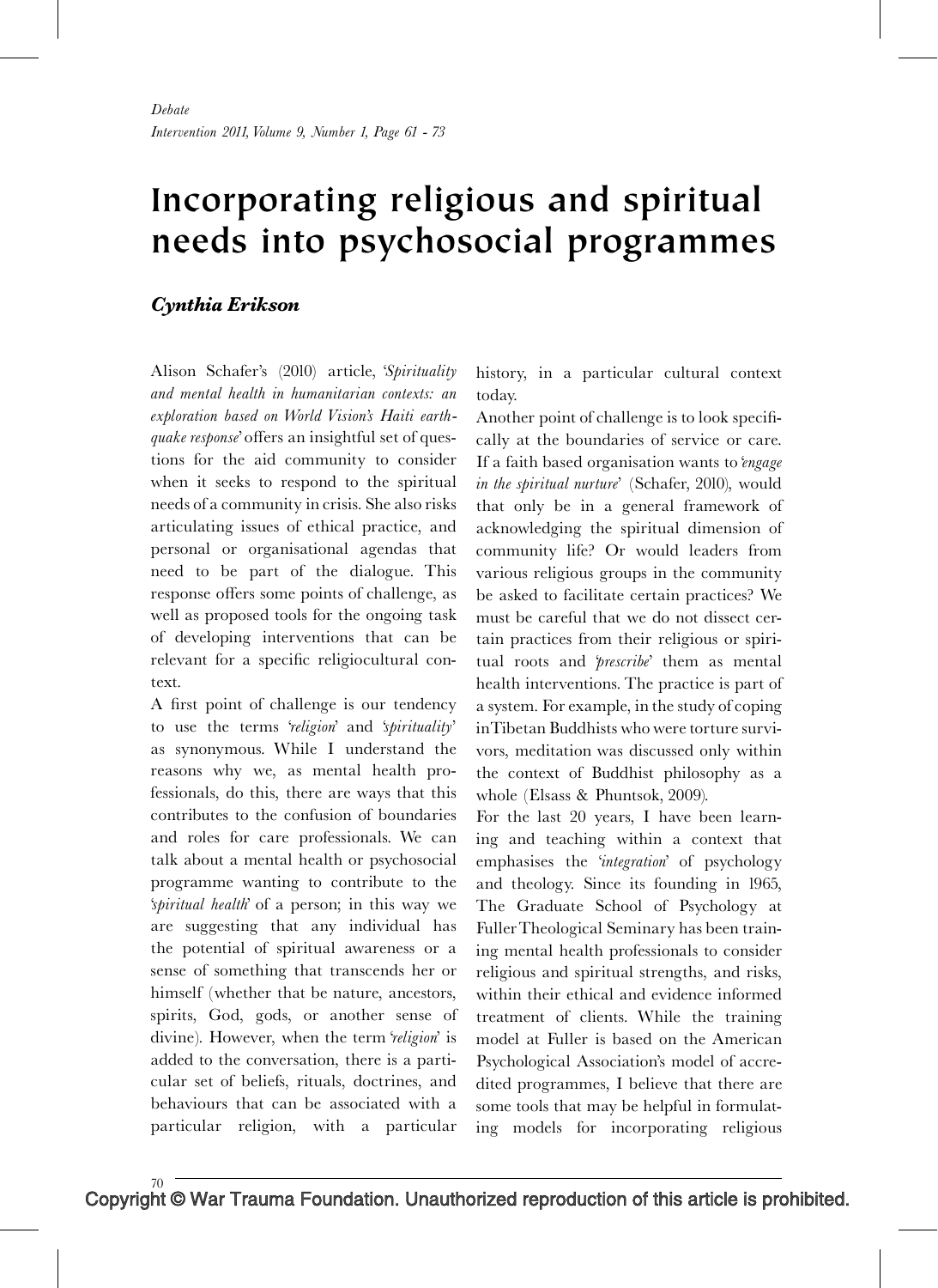*Debate*
*Intervention 2011, Volume 9, Number 1, Page 61 - 73*

# Incorporating religious and spiritual needs into psychosocial programmes

***Cynthia Erikson***

Alison Schafer's (2010) article, '*Spirituality and mental health in humanitarian contexts: an exploration based on World Vision's Haiti earthquake response*' offers an insightful set of questions for the aid community to consider when it seeks to respond to the spiritual needs of a community in crisis. She also risks articulating issues of ethical practice, and personal or organisational agendas that need to be part of the dialogue. This response offers some points of challenge, as well as proposed tools for the ongoing task of developing interventions that can be relevant for a specific religiocultural context.

A first point of challenge is our tendency to use the terms '*religion*' and '*spirituality*' as synonymous. While I understand the reasons why we, as mental health professionals, do this, there are ways that this contributes to the confusion of boundaries and roles for care professionals. We can talk about a mental health or psychosocial programme wanting to contribute to the '*spiritual health*' of a person; in this way we are suggesting that any individual has the potential of spiritual awareness or a sense of something that transcends her or himself (whether that be nature, ancestors, spirits, God, gods, or another sense of divine). However, when the term '*religion*' is added to the conversation, there is a particular set of beliefs, rituals, doctrines, and behaviours that can be associated with a particular religion, with a particular history, in a particular cultural context today.

Another point of challenge is to look specifically at the boundaries of service or care. If a faith based organisation wants to '*engage in the spiritual nurture*' (Schafer, 2010), would that only be in a general framework of acknowledging the spiritual dimension of community life? Or would leaders from various religious groups in the community be asked to facilitate certain practices? We must be careful that we do not dissect certain practices from their religious or spiritual roots and '*prescribe*' them as mental health interventions. The practice is part of a system. For example, in the study of coping in Tibetan Buddhists who were torture survivors, meditation was discussed only within the context of Buddhist philosophy as a whole (Elsass & Phuntsok, 2009).

For the last 20 years, I have been learning and teaching within a context that emphasises the '*integration*' of psychology and theology. Since its founding in 1965, The Graduate School of Psychology at Fuller Theological Seminary has been training mental health professionals to consider religious and spiritual strengths, and risks, within their ethical and evidence informed treatment of clients. While the training model at Fuller is based on the American Psychological Association's model of accredited programmes, I believe that there are some tools that may be helpful in formulating models for incorporating religious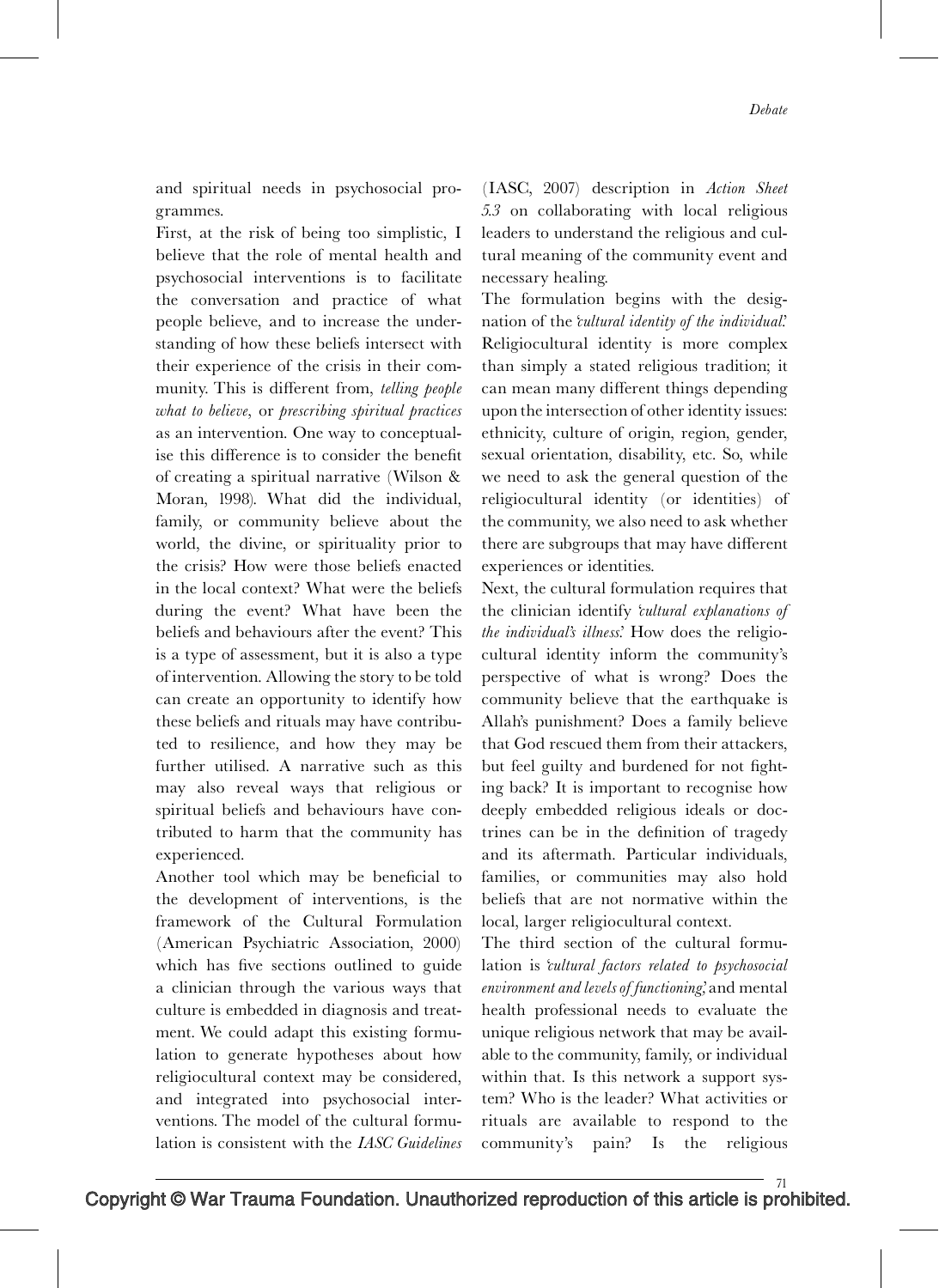and spiritual needs in psychosocial programmes.

First, at the risk of being too simplistic, I believe that the role of mental health and psychosocial interventions is to facilitate the conversation and practice of what people believe, and to increase the understanding of how these beliefs intersect with their experience of the crisis in their community. This is different from, *telling people what to believe*, or *prescribing spiritual practices* as an intervention. One way to conceptualise this difference is to consider the benefit of creating a spiritual narrative (Wilson & Moran, 1998). What did the individual, family, or community believe about the world, the divine, or spirituality prior to the crisis? How were those beliefs enacted in the local context? What were the beliefs during the event? What have been the beliefs and behaviours after the event? This is a type of assessment, but it is also a type of intervention. Allowing the story to be told can create an opportunity to identify how these beliefs and rituals may have contributed to resilience, and how they may be further utilised. A narrative such as this may also reveal ways that religious or spiritual beliefs and behaviours have contributed to harm that the community has experienced.

Another tool which may be beneficial to the development of interventions, is the framework of the Cultural Formulation (American Psychiatric Association, 2000) which has five sections outlined to guide a clinician through the various ways that culture is embedded in diagnosis and treatment. We could adapt this existing formulation to generate hypotheses about how religiocultural context may be considered, and integrated into psychosocial interventions. The model of the cultural formulation is consistent with the *IASC Guidelines* (IASC, 2007) description in *Action Sheet 5.3* on collaborating with local religious leaders to understand the religious and cultural meaning of the community event and necessary healing.

The formulation begins with the designation of the *'cultural identity of the individual.'* Religiocultural identity is more complex than simply a stated religious tradition; it can mean many different things depending upon the intersection of other identity issues: ethnicity, culture of origin, region, gender, sexual orientation, disability, etc. So, while we need to ask the general question of the religiocultural identity (or identities) of the community, we also need to ask whether there are subgroups that may have different experiences or identities.

Next, the cultural formulation requires that the clinician identify *'cultural explanations of the individual's illness.'* How does the religiocultural identity inform the community's perspective of what is wrong? Does the community believe that the earthquake is Allah's punishment? Does a family believe that God rescued them from their attackers, but feel guilty and burdened for not fighting back? It is important to recognise how deeply embedded religious ideals or doctrines can be in the definition of tragedy and its aftermath. Particular individuals, families, or communities may also hold beliefs that are not normative within the local, larger religiocultural context.

The third section of the cultural formulation is *'cultural factors related to psychosocial environment and levels of functioning,'* and mental health professional needs to evaluate the unique religious network that may be available to the community, family, or individual within that. Is this network a support system? Who is the leader? What activities or rituals are available to respond to the community's pain? Is the religious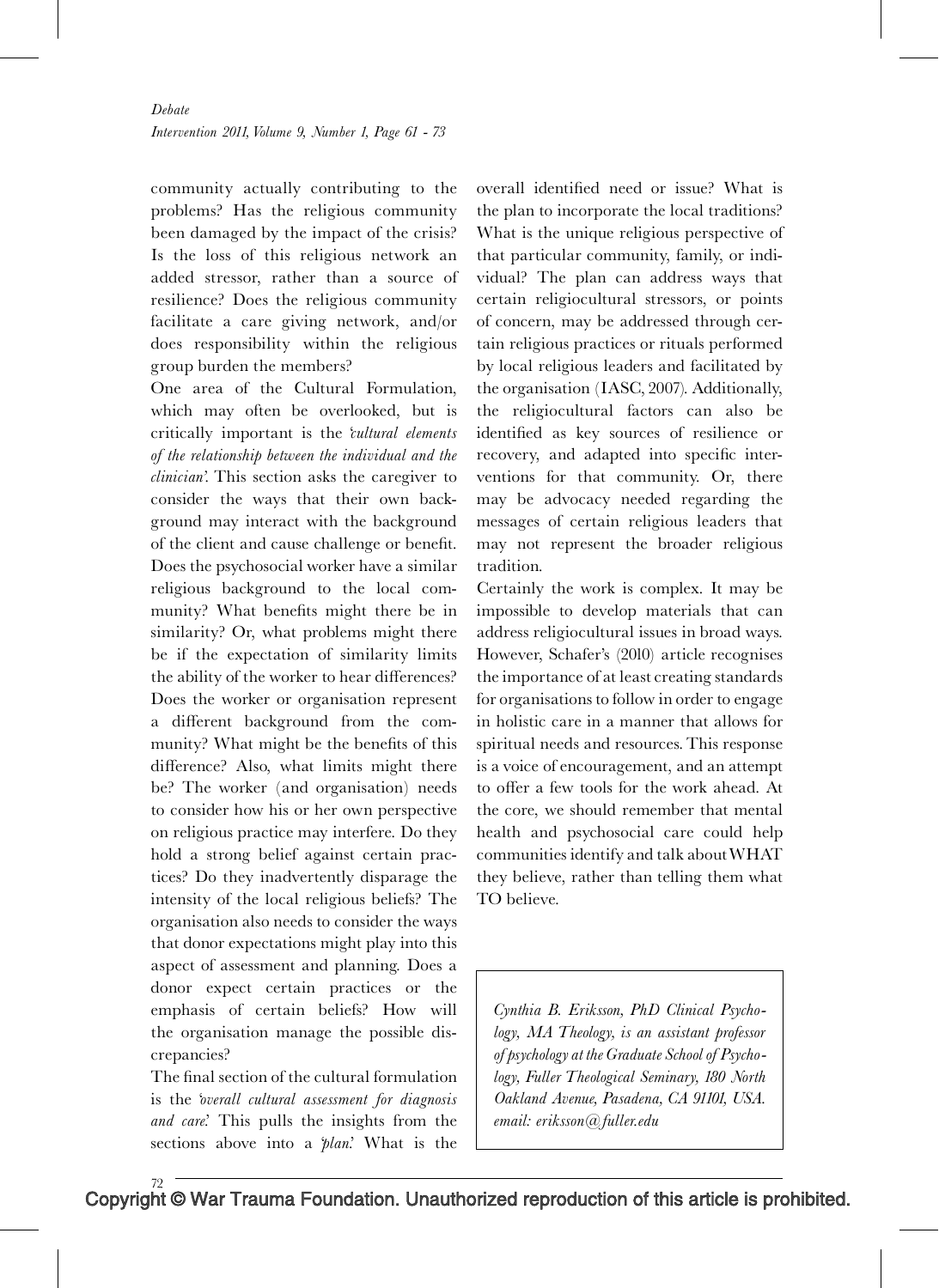community actually contributing to the problems? Has the religious community been damaged by the impact of the crisis? Is the loss of this religious network an added stressor, rather than a source of resilience? Does the religious community facilitate a care giving network, and/or does responsibility within the religious group burden the members?

One area of the Cultural Formulation, which may often be overlooked, but is critically important is the *'cultural elements of the relationship between the individual and the clinician'*. This section asks the caregiver to consider the ways that their own background may interact with the background of the client and cause challenge or benefit. Does the psychosocial worker have a similar religious background to the local community? What benefits might there be in similarity? Or, what problems might there be if the expectation of similarity limits the ability of the worker to hear differences? Does the worker or organisation represent a different background from the community? What might be the benefits of this difference? Also, what limits might there be? The worker (and organisation) needs to consider how his or her own perspective on religious practice may interfere. Do they hold a strong belief against certain practices? Do they inadvertently disparage the intensity of the local religious beliefs? The organisation also needs to consider the ways that donor expectations might play into this aspect of assessment and planning. Does a donor expect certain practices or the emphasis of certain beliefs? How will the organisation manage the possible discrepancies?

The final section of the cultural formulation is the *'overall cultural assessment for diagnosis and care'*. This pulls the insights from the sections above into a *'plan'*. What is the overall identified need or issue? What is the plan to incorporate the local traditions? What is the unique religious perspective of that particular community, family, or individual? The plan can address ways that certain religiocultural stressors, or points of concern, may be addressed through certain religious practices or rituals performed by local religious leaders and facilitated by the organisation (IASC, 2007). Additionally, the religiocultural factors can also be identified as key sources of resilience or recovery, and adapted into specific interventions for that community. Or, there may be advocacy needed regarding the messages of certain religious leaders that may not represent the broader religious tradition.

Certainly the work is complex. It may be impossible to develop materials that can address religiocultural issues in broad ways. However, Schafer's (2010) article recognises the importance of at least creating standards for organisations to follow in order to engage in holistic care in a manner that allows for spiritual needs and resources. This response is a voice of encouragement, and an attempt to offer a few tools for the work ahead. At the core, we should remember that mental health and psychosocial care could help communities identify and talk about WHAT they believe, rather than telling them what TO believe.

*Cynthia B. Eriksson, PhD Clinical Psychology, MA Theology, is an assistant professor of psychology at the Graduate School of Psychology, Fuller Theological Seminary, 180 North Oakland Avenue, Pasadena, CA 91101, USA. email: eriksson@fuller.edu*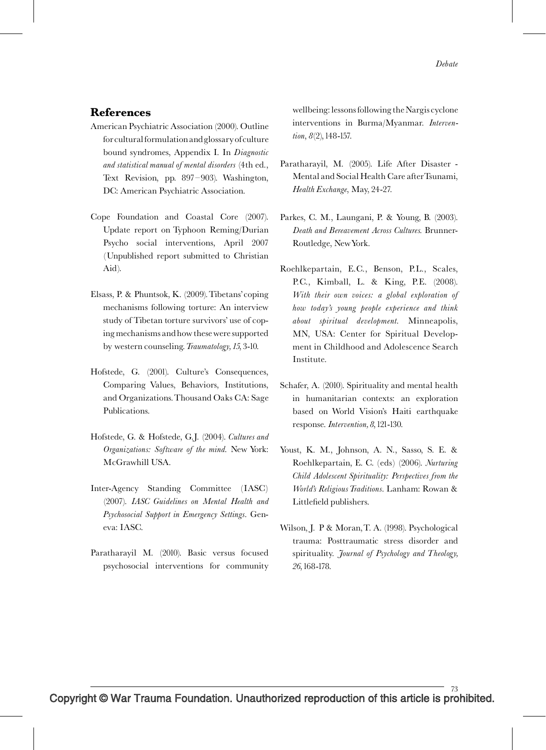## References

American Psychiatric Association (2000). Outline for cultural formulation and glossary of culture bound syndromes, Appendix I. In *Diagnostic and statistical manual of mental disorders* (4th ed., Text Revision, pp. 897–903). Washington, DC: American Psychiatric Association.

Cope Foundation and Coastal Core (2007). Update report on Typhoon Reming/Durian Psycho social interventions, April 2007 (Unpublished report submitted to Christian Aid).

Elsass, P. & Phuntsok, K. (2009). Tibetans' coping mechanisms following torture: An interview study of Tibetan torture survivors' use of coping mechanisms and how these were supported by western counseling. *Traumatology, 15*, 3-10.

Hofstede, G. (2001). Culture's Consequences, Comparing Values, Behaviors, Institutions, and Organizations. Thousand Oaks CA: Sage Publications.

Hofstede, G. & Hofstede, G.J. (2004). *Cultures and Organizations: Software of the mind.* New York: McGrawhill USA.

Inter-Agency Standing Committee (IASC) (2007). *IASC Guidelines on Mental Health and Psychosocial Support in Emergency Settings*. Geneva: IASC.

Paratharayil M. (2010). Basic versus focused psychosocial interventions for community wellbeing: lessons following the Nargis cyclone interventions in Burma/Myanmar. *Intervention*, *8*(2), 148-157.

Paratharayil, M. (2005). Life After Disaster - Mental and Social Health Care after Tsunami, *Health Exchange*, May, 24-27.

Parkes, C. M., Laungani, P. & Young, B. (2003). *Death and Bereavement Across Cultures.* Brunner-Routledge, New York.

Roehlkepartain, E.C., Benson, P.L., Scales, P.C., Kimball, L. & King, P.E. (2008). *With their own voices: a global exploration of how today's young people experience and think about spiritual development.* Minneapolis, MN, USA: Center for Spiritual Development in Childhood and Adolescence Search Institute.

Schafer, A. (2010). Spirituality and mental health in humanitarian contexts: an exploration based on World Vision's Haiti earthquake response. *Intervention, 8*, 121-130.

Youst, K. M., Johnson, A. N., Sasso, S. E. & Roehlkepartain, E. C. (eds) (2006). *Nurturing Child Adolescent Spirituality: Perspectives from the World's Religious Traditions*. Lanham: Rowan & Littlefield publishers.

Wilson, J. P & Moran, T. A. (1998). Psychological trauma: Posttraumatic stress disorder and spirituality. *Journal of Psychology and Theology, 26*, 168-178.